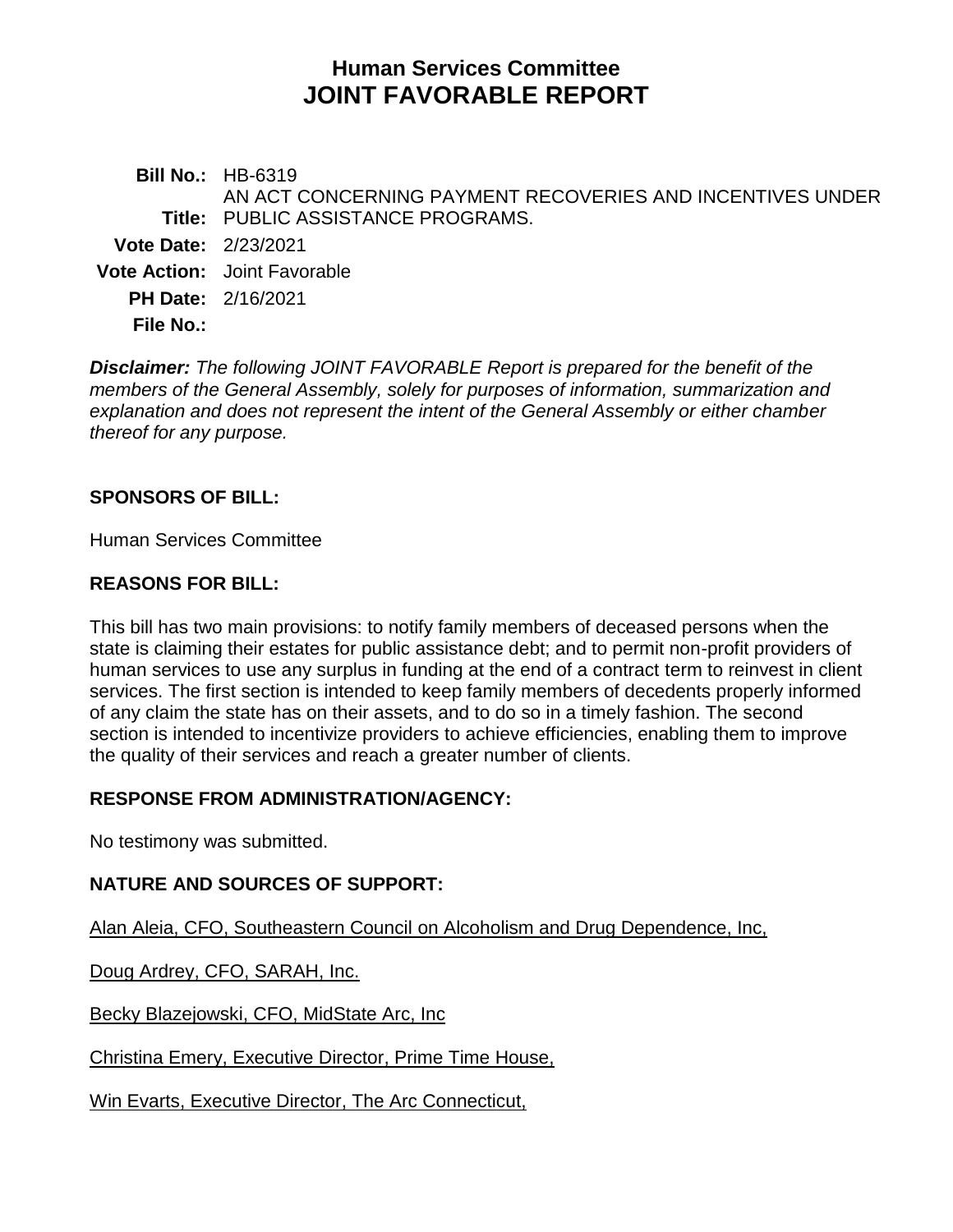# Human Services Committee
# JOINT FAVORABLE REPORT

**Bill No.:** HB-6319

**Title:** AN ACT CONCERNING PAYMENT RECOVERIES AND INCENTIVES UNDER PUBLIC ASSISTANCE PROGRAMS.

**Vote Date:** 2/23/2021

**Vote Action:** Joint Favorable

**PH Date:** 2/16/2021

**File No.:**

***Disclaimer:*** *The following JOINT FAVORABLE Report is prepared for the benefit of the members of the General Assembly, solely for purposes of information, summarization and explanation and does not represent the intent of the General Assembly or either chamber thereof for any purpose.*

## SPONSORS OF BILL:

Human Services Committee

## REASONS FOR BILL:

This bill has two main provisions: to notify family members of deceased persons when the state is claiming their estates for public assistance debt; and to permit non-profit providers of human services to use any surplus in funding at the end of a contract term to reinvest in client services. The first section is intended to keep family members of decedents properly informed of any claim the state has on their assets, and to do so in a timely fashion. The second section is intended to incentivize providers to achieve efficiencies, enabling them to improve the quality of their services and reach a greater number of clients.

## RESPONSE FROM ADMINISTRATION/AGENCY:

No testimony was submitted.

## NATURE AND SOURCES OF SUPPORT:

Alan Aleia, CFO, Southeastern Council on Alcoholism and Drug Dependence, Inc,

Doug Ardrey, CFO, SARAH, Inc.

Becky Blazejowski, CFO, MidState Arc, Inc

Christina Emery, Executive Director, Prime Time House,

Win Evarts, Executive Director, The Arc Connecticut,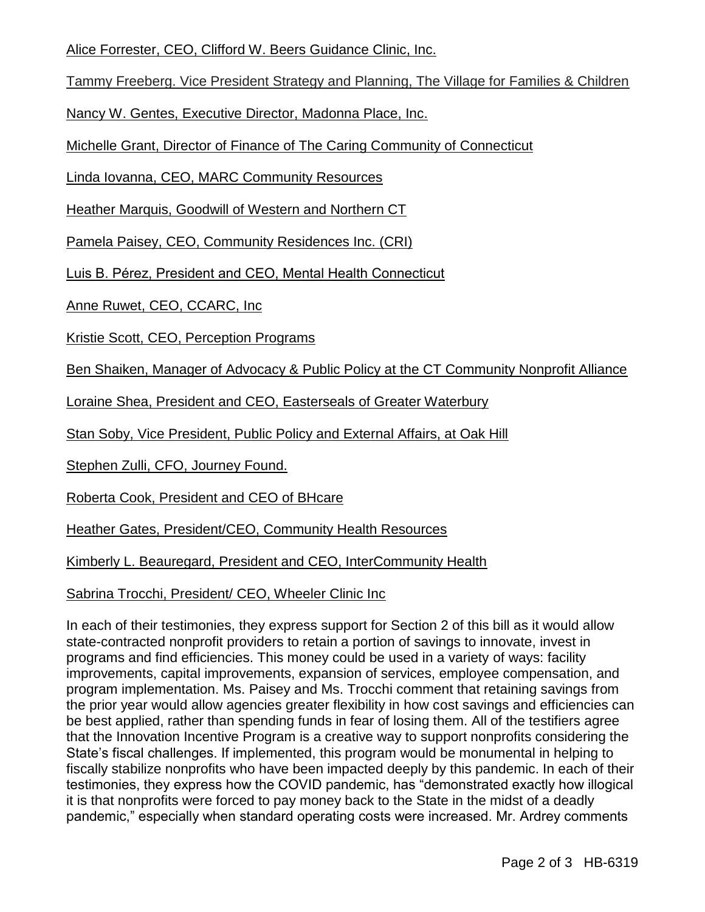Alice Forrester, CEO, Clifford W. Beers Guidance Clinic, Inc.

Tammy Freeberg. Vice President Strategy and Planning, The Village for Families & Children

Nancy W. Gentes, Executive Director, Madonna Place, Inc.

Michelle Grant, Director of Finance of The Caring Community of Connecticut

Linda Iovanna, CEO, MARC Community Resources

Heather Marquis, Goodwill of Western and Northern CT

Pamela Paisey, CEO, Community Residences Inc. (CRI)

Luis B. Pérez, President and CEO, Mental Health Connecticut

Anne Ruwet, CEO, CCARC, Inc

Kristie Scott, CEO, Perception Programs

Ben Shaiken, Manager of Advocacy & Public Policy at the CT Community Nonprofit Alliance

Loraine Shea, President and CEO, Easterseals of Greater Waterbury

Stan Soby, Vice President, Public Policy and External Affairs, at Oak Hill

Stephen Zulli, CFO, Journey Found.

Roberta Cook, President and CEO of BHcare

Heather Gates, President/CEO, Community Health Resources

Kimberly L. Beauregard, President and CEO, InterCommunity Health

Sabrina Trocchi, President/ CEO, Wheeler Clinic Inc

In each of their testimonies, they express support for Section 2 of this bill as it would allow state-contracted nonprofit providers to retain a portion of savings to innovate, invest in programs and find efficiencies. This money could be used in a variety of ways: facility improvements, capital improvements, expansion of services, employee compensation, and program implementation. Ms. Paisey and Ms. Trocchi comment that retaining savings from the prior year would allow agencies greater flexibility in how cost savings and efficiencies can be best applied, rather than spending funds in fear of losing them. All of the testifiers agree that the Innovation Incentive Program is a creative way to support nonprofits considering the State's fiscal challenges. If implemented, this program would be monumental in helping to fiscally stabilize nonprofits who have been impacted deeply by this pandemic. In each of their testimonies, they express how the COVID pandemic, has "demonstrated exactly how illogical it is that nonprofits were forced to pay money back to the State in the midst of a deadly pandemic," especially when standard operating costs were increased. Mr. Ardrey comments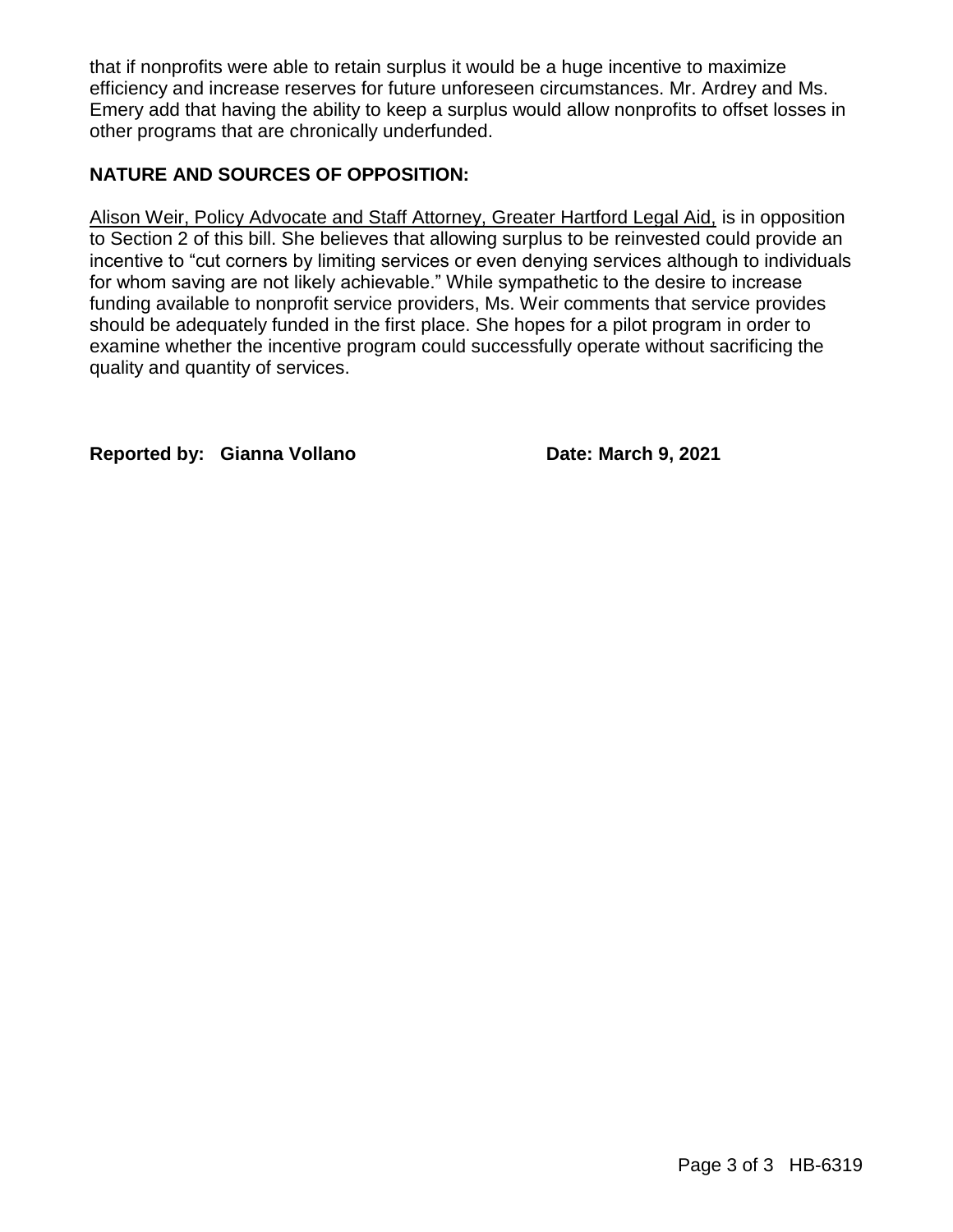that if nonprofits were able to retain surplus it would be a huge incentive to maximize efficiency and increase reserves for future unforeseen circumstances. Mr. Ardrey and Ms. Emery add that having the ability to keep a surplus would allow nonprofits to offset losses in other programs that are chronically underfunded.

**NATURE AND SOURCES OF OPPOSITION:**

Alison Weir, Policy Advocate and Staff Attorney, Greater Hartford Legal Aid, is in opposition to Section 2 of this bill. She believes that allowing surplus to be reinvested could provide an incentive to "cut corners by limiting services or even denying services although to individuals for whom saving are not likely achievable." While sympathetic to the desire to increase funding available to nonprofit service providers, Ms. Weir comments that service provides should be adequately funded in the first place. She hopes for a pilot program in order to examine whether the incentive program could successfully operate without sacrificing the quality and quantity of services.

**Reported by: Gianna Vollano** **Date: March 9, 2021**